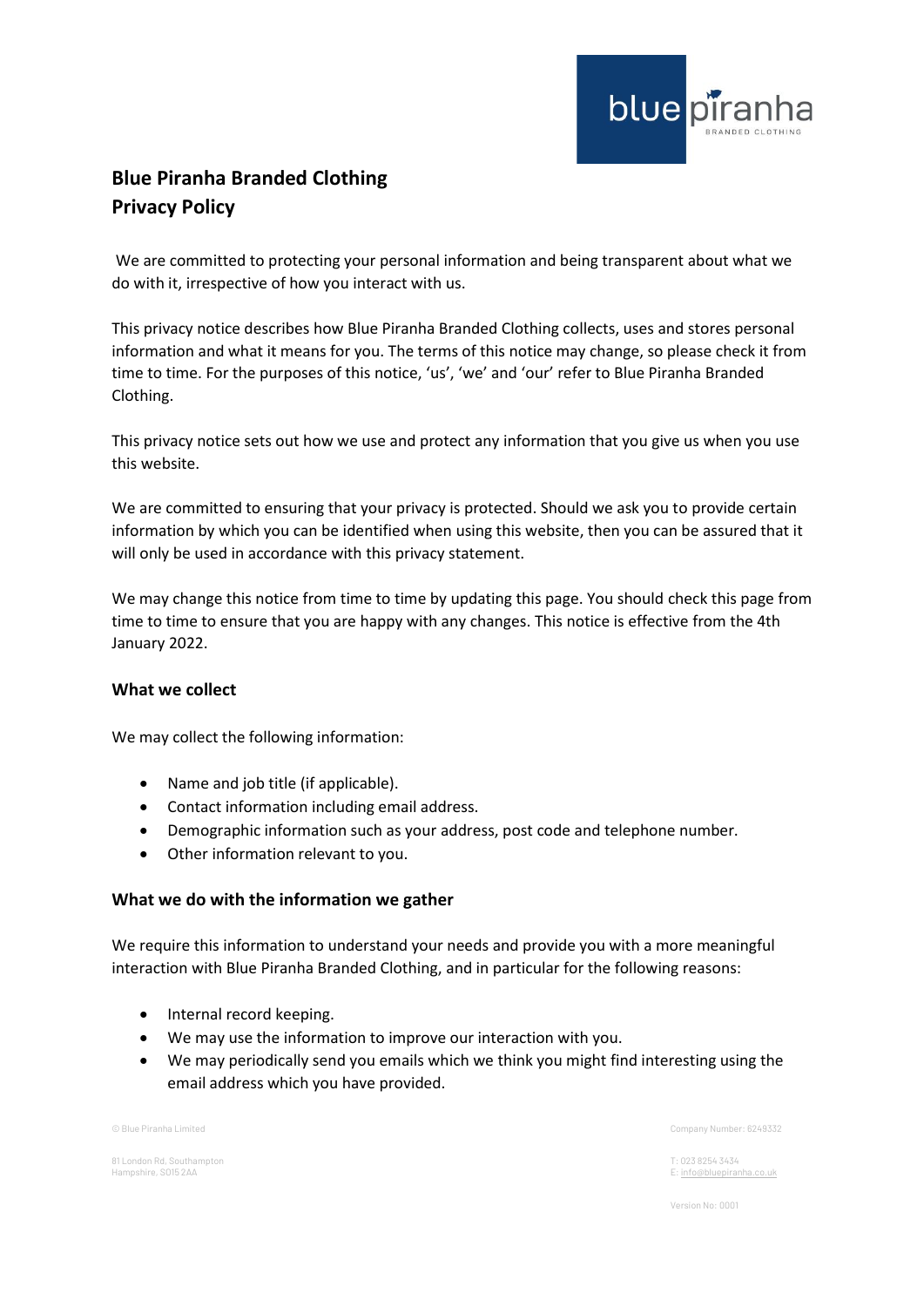# Blue Piranha Branded Clothing
# Privacy Policy

We are committed to protecting your personal information and being transparent about what we do with it, irrespective of how you interact with us.

This privacy notice describes how Blue Piranha Branded Clothing collects, uses and stores personal information and what it means for you. The terms of this notice may change, so please check it from time to time. For the purposes of this notice, 'us', 'we' and 'our' refer to Blue Piranha Branded Clothing.

This privacy notice sets out how we use and protect any information that you give us when you use this website.

We are committed to ensuring that your privacy is protected. Should we ask you to provide certain information by which you can be identified when using this website, then you can be assured that it will only be used in accordance with this privacy statement.

We may change this notice from time to time by updating this page. You should check this page from time to time to ensure that you are happy with any changes. This notice is effective from the 4th January 2022.

## What we collect

We may collect the following information:

- Name and job title (if applicable).
- Contact information including email address.
- Demographic information such as your address, post code and telephone number.
- Other information relevant to you.

## What we do with the information we gather

We require this information to understand your needs and provide you with a more meaningful interaction with Blue Piranha Branded Clothing, and in particular for the following reasons:

- Internal record keeping.
- We may use the information to improve our interaction with you.
- We may periodically send you emails which we think you might find interesting using the email address which you have provided.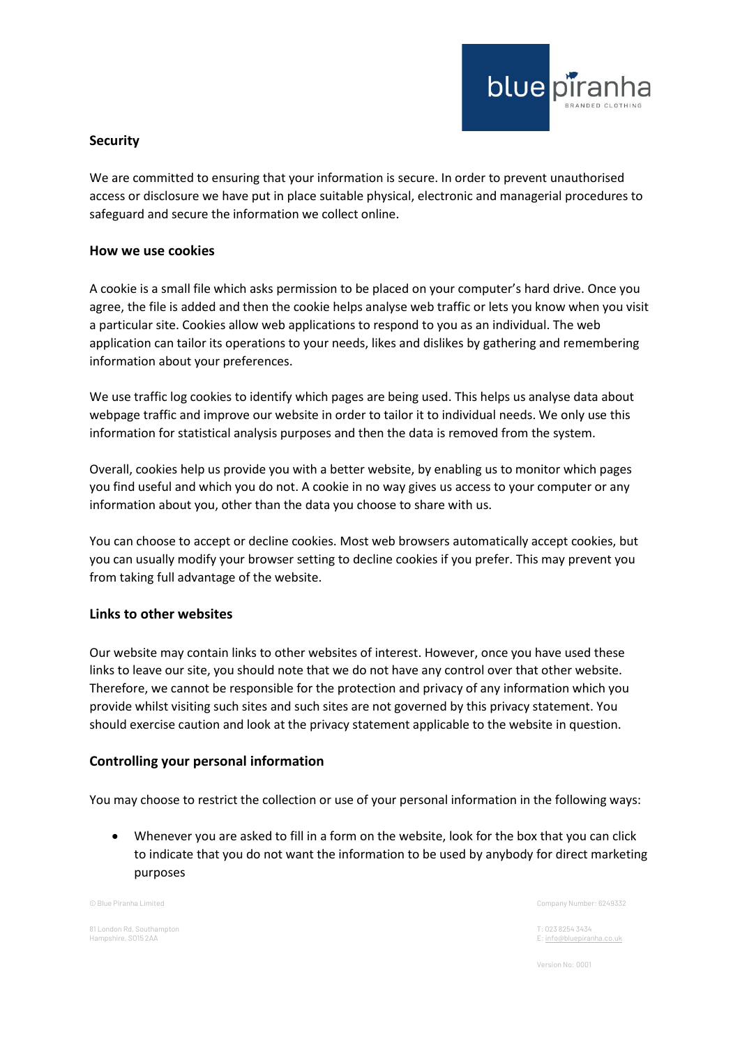## Security

We are committed to ensuring that your information is secure. In order to prevent unauthorised access or disclosure we have put in place suitable physical, electronic and managerial procedures to safeguard and secure the information we collect online.

## How we use cookies

A cookie is a small file which asks permission to be placed on your computer's hard drive. Once you agree, the file is added and then the cookie helps analyse web traffic or lets you know when you visit a particular site. Cookies allow web applications to respond to you as an individual. The web application can tailor its operations to your needs, likes and dislikes by gathering and remembering information about your preferences.

We use traffic log cookies to identify which pages are being used. This helps us analyse data about webpage traffic and improve our website in order to tailor it to individual needs. We only use this information for statistical analysis purposes and then the data is removed from the system.

Overall, cookies help us provide you with a better website, by enabling us to monitor which pages you find useful and which you do not. A cookie in no way gives us access to your computer or any information about you, other than the data you choose to share with us.

You can choose to accept or decline cookies. Most web browsers automatically accept cookies, but you can usually modify your browser setting to decline cookies if you prefer. This may prevent you from taking full advantage of the website.

## Links to other websites

Our website may contain links to other websites of interest. However, once you have used these links to leave our site, you should note that we do not have any control over that other website. Therefore, we cannot be responsible for the protection and privacy of any information which you provide whilst visiting such sites and such sites are not governed by this privacy statement. You should exercise caution and look at the privacy statement applicable to the website in question.

## Controlling your personal information

You may choose to restrict the collection or use of your personal information in the following ways:

- Whenever you are asked to fill in a form on the website, look for the box that you can click to indicate that you do not want the information to be used by anybody for direct marketing purposes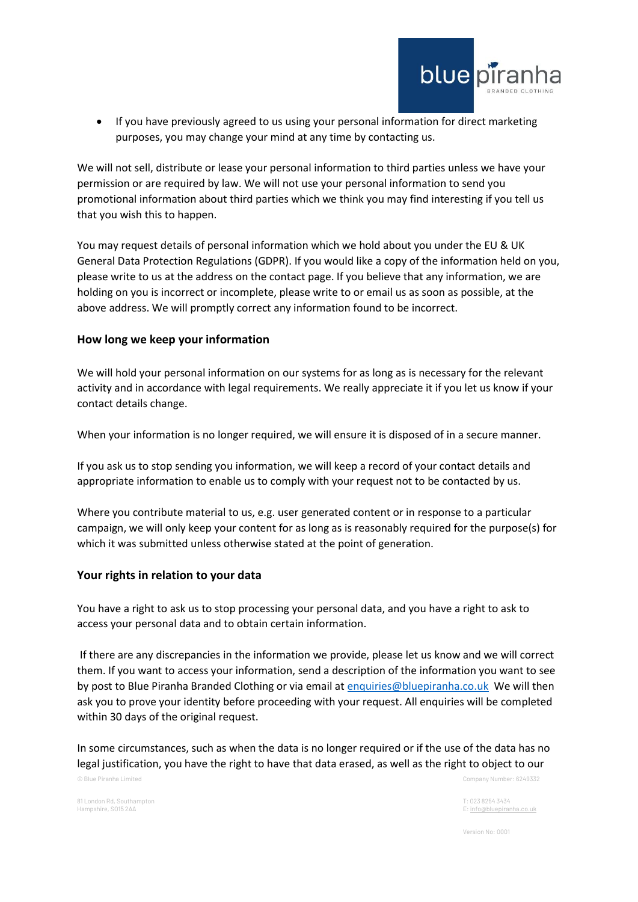- If you have previously agreed to us using your personal information for direct marketing purposes, you may change your mind at any time by contacting us.

We will not sell, distribute or lease your personal information to third parties unless we have your permission or are required by law. We will not use your personal information to send you promotional information about third parties which we think you may find interesting if you tell us that you wish this to happen.

You may request details of personal information which we hold about you under the EU & UK General Data Protection Regulations (GDPR). If you would like a copy of the information held on you, please write to us at the address on the contact page. If you believe that any information, we are holding on you is incorrect or incomplete, please write to or email us as soon as possible, at the above address. We will promptly correct any information found to be incorrect.

### How long we keep your information

We will hold your personal information on our systems for as long as is necessary for the relevant activity and in accordance with legal requirements. We really appreciate it if you let us know if your contact details change.

When your information is no longer required, we will ensure it is disposed of in a secure manner.

If you ask us to stop sending you information, we will keep a record of your contact details and appropriate information to enable us to comply with your request not to be contacted by us.

Where you contribute material to us, e.g. user generated content or in response to a particular campaign, we will only keep your content for as long as is reasonably required for the purpose(s) for which it was submitted unless otherwise stated at the point of generation.

### Your rights in relation to your data

You have a right to ask us to stop processing your personal data, and you have a right to ask to access your personal data and to obtain certain information.

If there are any discrepancies in the information we provide, please let us know and we will correct them. If you want to access your information, send a description of the information you want to see by post to Blue Piranha Branded Clothing or via email at [enquiries@bluepiranha.co.uk](mailto:enquiries@bluepiranha.co.uk) We will then ask you to prove your identity before proceeding with your request. All enquiries will be completed within 30 days of the original request.

In some circumstances, such as when the data is no longer required or if the use of the data has no legal justification, you have the right to have that data erased, as well as the right to object to our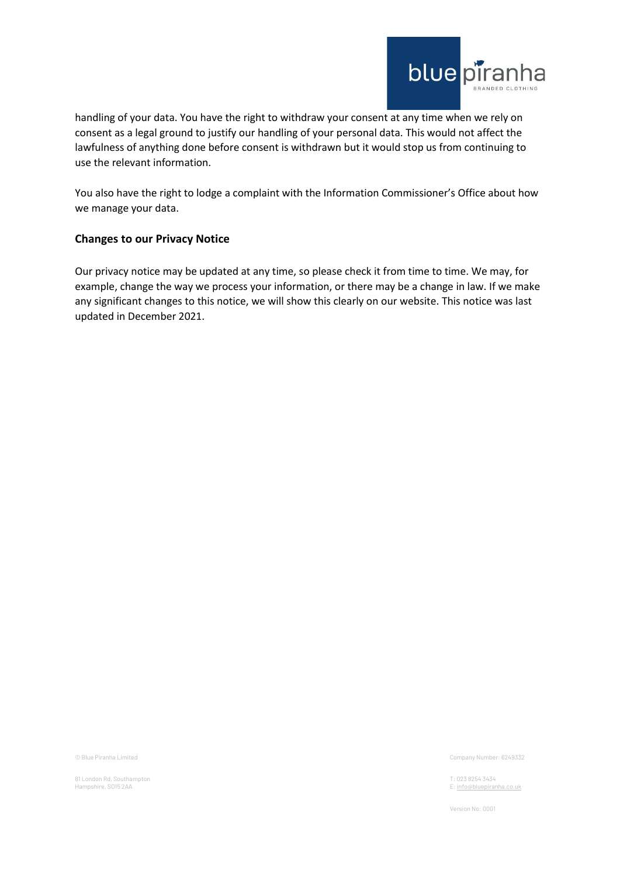handling of your data. You have the right to withdraw your consent at any time when we rely on consent as a legal ground to justify our handling of your personal data. This would not affect the lawfulness of anything done before consent is withdrawn but it would stop us from continuing to use the relevant information.

You also have the right to lodge a complaint with the Information Commissioner's Office about how we manage your data.

### Changes to our Privacy Notice

Our privacy notice may be updated at any time, so please check it from time to time. We may, for example, change the way we process your information, or there may be a change in law. If we make any significant changes to this notice, we will show this clearly on our website. This notice was last updated in December 2021.